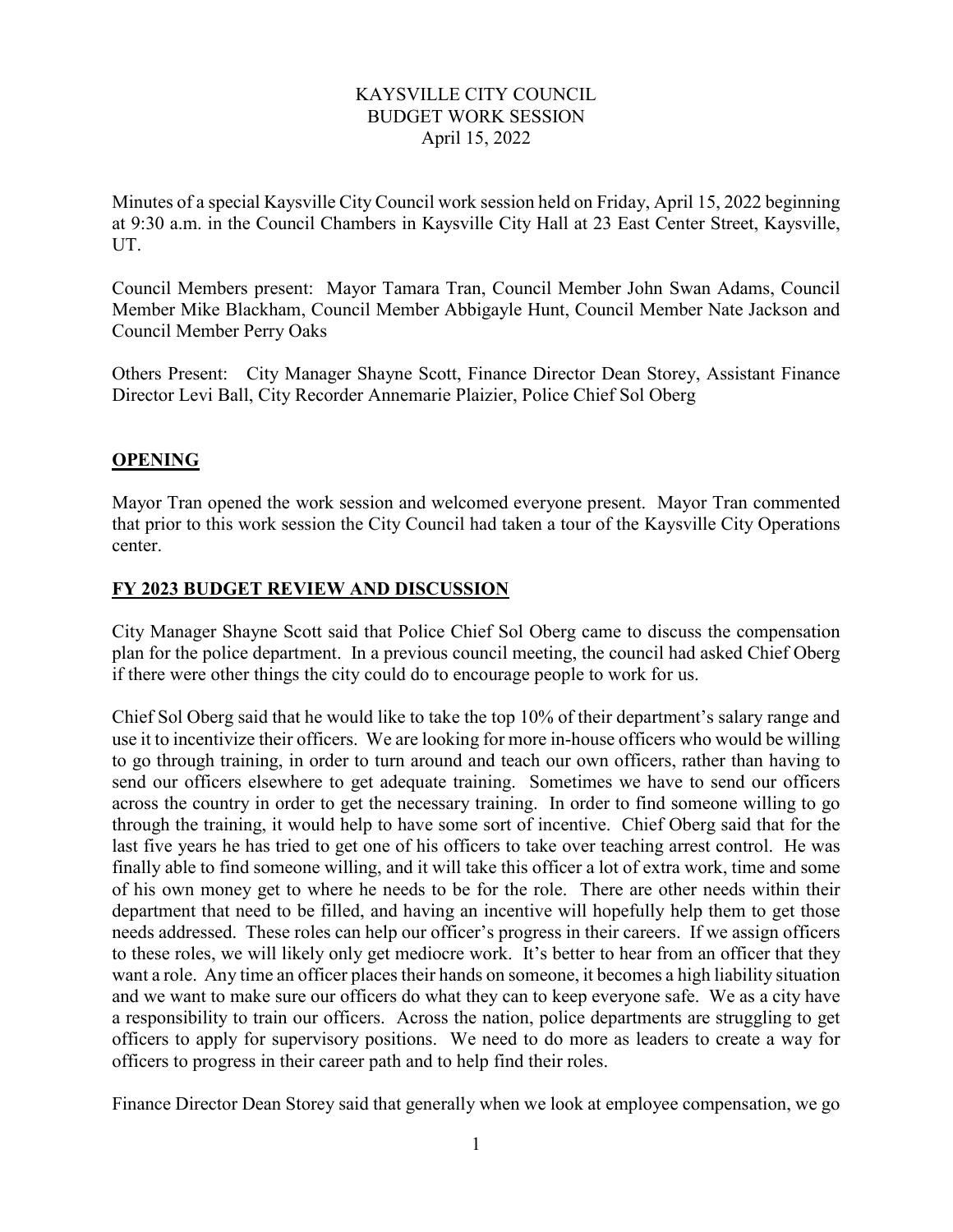KAYSVILLE CITY COUNCIL
BUDGET WORK SESSION
April 15, 2022

Minutes of a special Kaysville City Council work session held on Friday, April 15, 2022 beginning at 9:30 a.m. in the Council Chambers in Kaysville City Hall at 23 East Center Street, Kaysville, UT.

Council Members present: Mayor Tamara Tran, Council Member John Swan Adams, Council Member Mike Blackham, Council Member Abbigayle Hunt, Council Member Nate Jackson and Council Member Perry Oaks

Others Present: City Manager Shayne Scott, Finance Director Dean Storey, Assistant Finance Director Levi Ball, City Recorder Annemarie Plaizier, Police Chief Sol Oberg

## OPENING

Mayor Tran opened the work session and welcomed everyone present. Mayor Tran commented that prior to this work session the City Council had taken a tour of the Kaysville City Operations center.

## FY 2023 BUDGET REVIEW AND DISCUSSION

City Manager Shayne Scott said that Police Chief Sol Oberg came to discuss the compensation plan for the police department. In a previous council meeting, the council had asked Chief Oberg if there were other things the city could do to encourage people to work for us.

Chief Sol Oberg said that he would like to take the top 10% of their department's salary range and use it to incentivize their officers. We are looking for more in-house officers who would be willing to go through training, in order to turn around and teach our own officers, rather than having to send our officers elsewhere to get adequate training. Sometimes we have to send our officers across the country in order to get the necessary training. In order to find someone willing to go through the training, it would help to have some sort of incentive. Chief Oberg said that for the last five years he has tried to get one of his officers to take over teaching arrest control. He was finally able to find someone willing, and it will take this officer a lot of extra work, time and some of his own money get to where he needs to be for the role. There are other needs within their department that need to be filled, and having an incentive will hopefully help them to get those needs addressed. These roles can help our officer's progress in their careers. If we assign officers to these roles, we will likely only get mediocre work. It's better to hear from an officer that they want a role. Any time an officer places their hands on someone, it becomes a high liability situation and we want to make sure our officers do what they can to keep everyone safe. We as a city have a responsibility to train our officers. Across the nation, police departments are struggling to get officers to apply for supervisory positions. We need to do more as leaders to create a way for officers to progress in their career path and to help find their roles.

Finance Director Dean Storey said that generally when we look at employee compensation, we go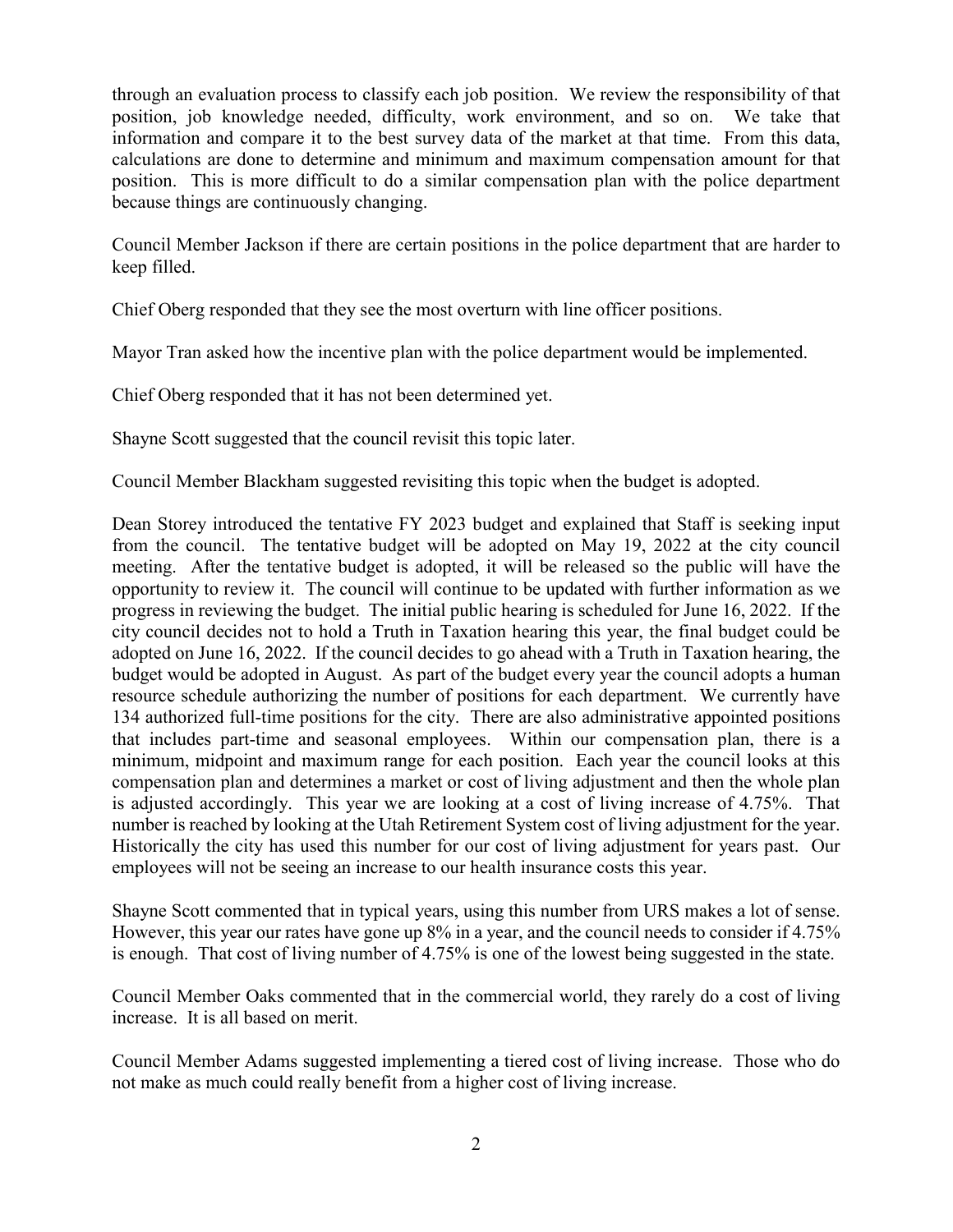through an evaluation process to classify each job position. We review the responsibility of that position, job knowledge needed, difficulty, work environment, and so on. We take that information and compare it to the best survey data of the market at that time. From this data, calculations are done to determine and minimum and maximum compensation amount for that position. This is more difficult to do a similar compensation plan with the police department because things are continuously changing.

Council Member Jackson if there are certain positions in the police department that are harder to keep filled.

Chief Oberg responded that they see the most overturn with line officer positions.

Mayor Tran asked how the incentive plan with the police department would be implemented.

Chief Oberg responded that it has not been determined yet.

Shayne Scott suggested that the council revisit this topic later.

Council Member Blackham suggested revisiting this topic when the budget is adopted.

Dean Storey introduced the tentative FY 2023 budget and explained that Staff is seeking input from the council. The tentative budget will be adopted on May 19, 2022 at the city council meeting. After the tentative budget is adopted, it will be released so the public will have the opportunity to review it. The council will continue to be updated with further information as we progress in reviewing the budget. The initial public hearing is scheduled for June 16, 2022. If the city council decides not to hold a Truth in Taxation hearing this year, the final budget could be adopted on June 16, 2022. If the council decides to go ahead with a Truth in Taxation hearing, the budget would be adopted in August. As part of the budget every year the council adopts a human resource schedule authorizing the number of positions for each department. We currently have 134 authorized full-time positions for the city. There are also administrative appointed positions that includes part-time and seasonal employees. Within our compensation plan, there is a minimum, midpoint and maximum range for each position. Each year the council looks at this compensation plan and determines a market or cost of living adjustment and then the whole plan is adjusted accordingly. This year we are looking at a cost of living increase of 4.75%. That number is reached by looking at the Utah Retirement System cost of living adjustment for the year. Historically the city has used this number for our cost of living adjustment for years past. Our employees will not be seeing an increase to our health insurance costs this year.

Shayne Scott commented that in typical years, using this number from URS makes a lot of sense. However, this year our rates have gone up 8% in a year, and the council needs to consider if 4.75% is enough. That cost of living number of 4.75% is one of the lowest being suggested in the state.

Council Member Oaks commented that in the commercial world, they rarely do a cost of living increase. It is all based on merit.

Council Member Adams suggested implementing a tiered cost of living increase. Those who do not make as much could really benefit from a higher cost of living increase.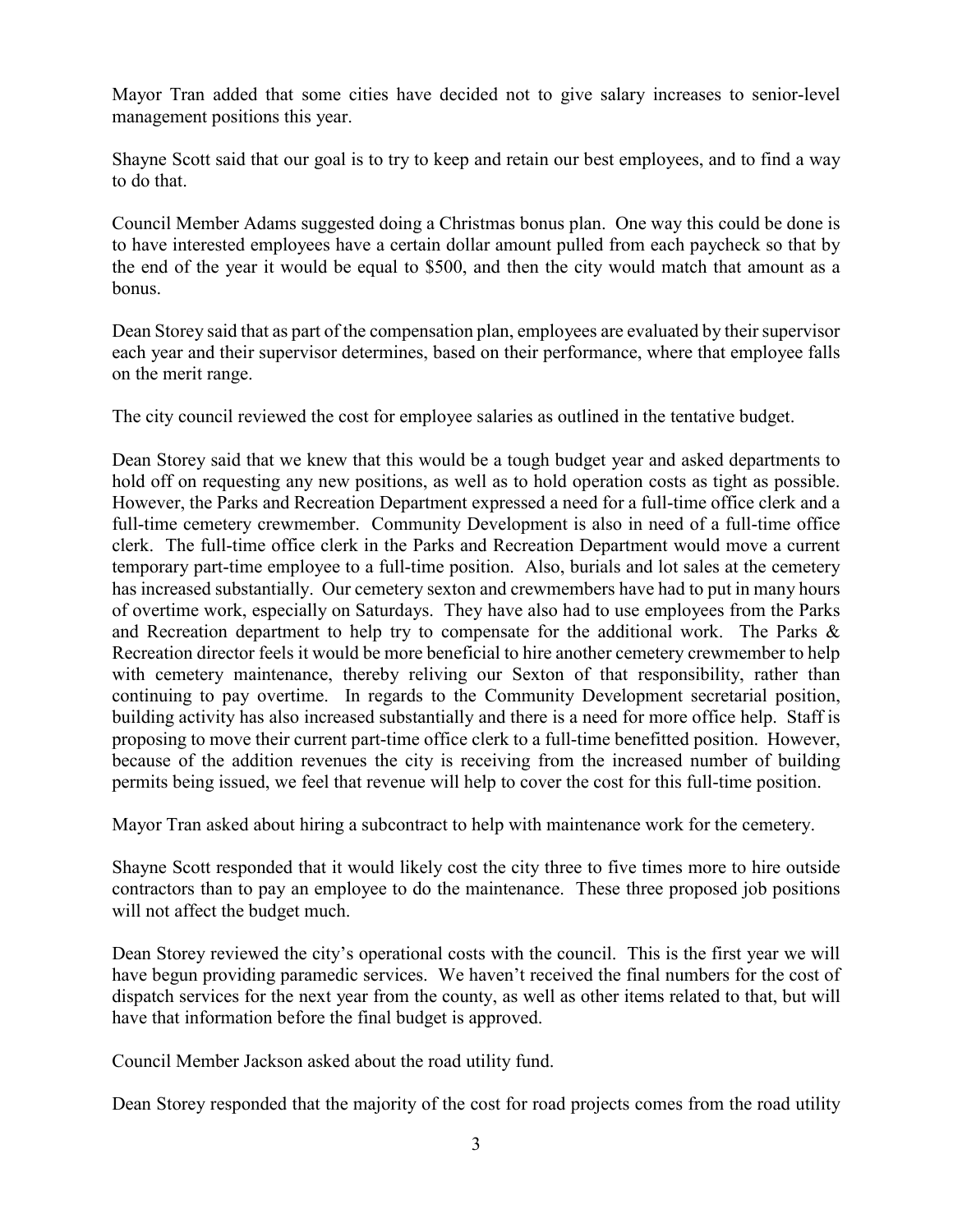Mayor Tran added that some cities have decided not to give salary increases to senior-level management positions this year.

Shayne Scott said that our goal is to try to keep and retain our best employees, and to find a way to do that.

Council Member Adams suggested doing a Christmas bonus plan. One way this could be done is to have interested employees have a certain dollar amount pulled from each paycheck so that by the end of the year it would be equal to $500, and then the city would match that amount as a bonus.

Dean Storey said that as part of the compensation plan, employees are evaluated by their supervisor each year and their supervisor determines, based on their performance, where that employee falls on the merit range.

The city council reviewed the cost for employee salaries as outlined in the tentative budget.

Dean Storey said that we knew that this would be a tough budget year and asked departments to hold off on requesting any new positions, as well as to hold operation costs as tight as possible. However, the Parks and Recreation Department expressed a need for a full-time office clerk and a full-time cemetery crewmember. Community Development is also in need of a full-time office clerk. The full-time office clerk in the Parks and Recreation Department would move a current temporary part-time employee to a full-time position. Also, burials and lot sales at the cemetery has increased substantially. Our cemetery sexton and crewmembers have had to put in many hours of overtime work, especially on Saturdays. They have also had to use employees from the Parks and Recreation department to help try to compensate for the additional work. The Parks & Recreation director feels it would be more beneficial to hire another cemetery crewmember to help with cemetery maintenance, thereby reliving our Sexton of that responsibility, rather than continuing to pay overtime. In regards to the Community Development secretarial position, building activity has also increased substantially and there is a need for more office help. Staff is proposing to move their current part-time office clerk to a full-time benefitted position. However, because of the addition revenues the city is receiving from the increased number of building permits being issued, we feel that revenue will help to cover the cost for this full-time position.

Mayor Tran asked about hiring a subcontract to help with maintenance work for the cemetery.

Shayne Scott responded that it would likely cost the city three to five times more to hire outside contractors than to pay an employee to do the maintenance. These three proposed job positions will not affect the budget much.

Dean Storey reviewed the city's operational costs with the council. This is the first year we will have begun providing paramedic services. We haven't received the final numbers for the cost of dispatch services for the next year from the county, as well as other items related to that, but will have that information before the final budget is approved.

Council Member Jackson asked about the road utility fund.

Dean Storey responded that the majority of the cost for road projects comes from the road utility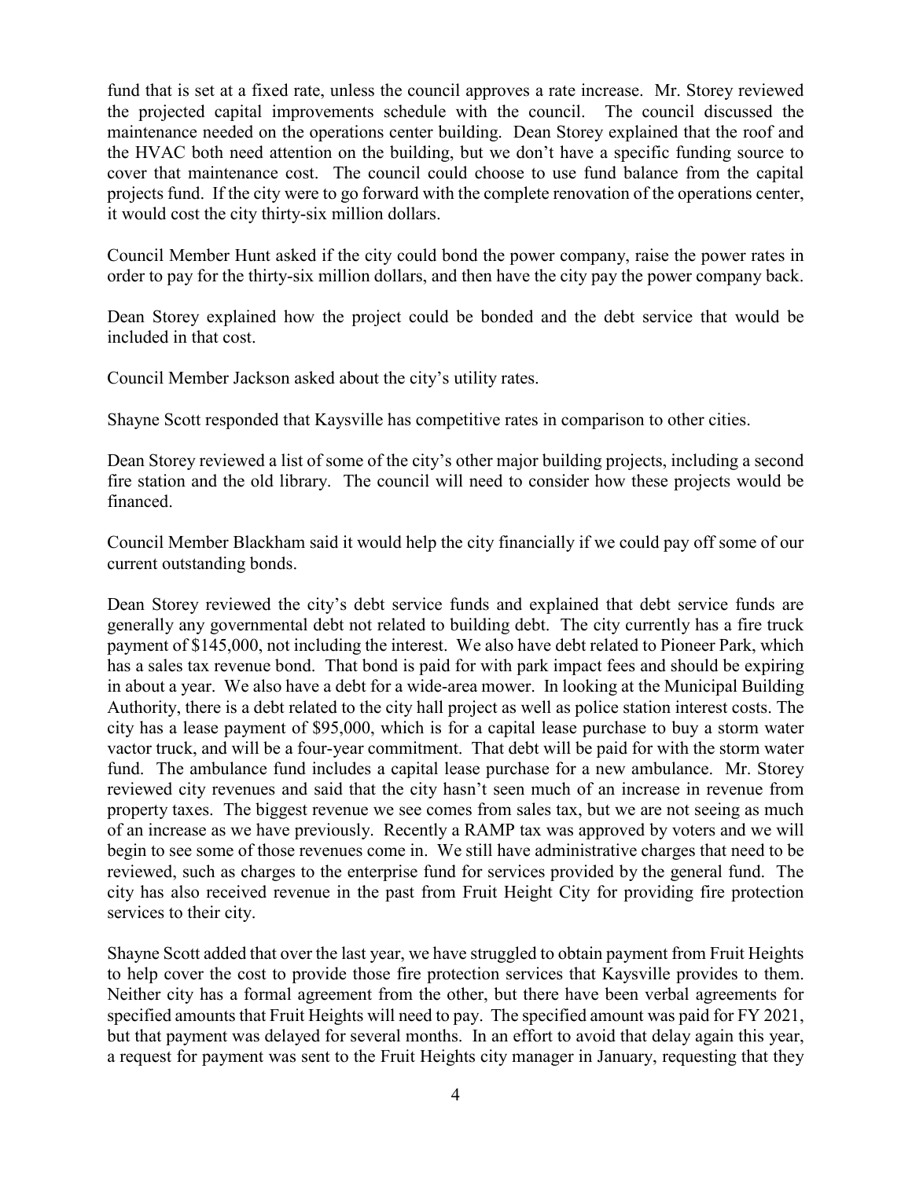fund that is set at a fixed rate, unless the council approves a rate increase. Mr. Storey reviewed the projected capital improvements schedule with the council. The council discussed the maintenance needed on the operations center building. Dean Storey explained that the roof and the HVAC both need attention on the building, but we don't have a specific funding source to cover that maintenance cost. The council could choose to use fund balance from the capital projects fund. If the city were to go forward with the complete renovation of the operations center, it would cost the city thirty-six million dollars.

Council Member Hunt asked if the city could bond the power company, raise the power rates in order to pay for the thirty-six million dollars, and then have the city pay the power company back.

Dean Storey explained how the project could be bonded and the debt service that would be included in that cost.

Council Member Jackson asked about the city's utility rates.

Shayne Scott responded that Kaysville has competitive rates in comparison to other cities.

Dean Storey reviewed a list of some of the city's other major building projects, including a second fire station and the old library. The council will need to consider how these projects would be financed.

Council Member Blackham said it would help the city financially if we could pay off some of our current outstanding bonds.

Dean Storey reviewed the city's debt service funds and explained that debt service funds are generally any governmental debt not related to building debt. The city currently has a fire truck payment of $145,000, not including the interest. We also have debt related to Pioneer Park, which has a sales tax revenue bond. That bond is paid for with park impact fees and should be expiring in about a year. We also have a debt for a wide-area mower. In looking at the Municipal Building Authority, there is a debt related to the city hall project as well as police station interest costs. The city has a lease payment of $95,000, which is for a capital lease purchase to buy a storm water vactor truck, and will be a four-year commitment. That debt will be paid for with the storm water fund. The ambulance fund includes a capital lease purchase for a new ambulance. Mr. Storey reviewed city revenues and said that the city hasn't seen much of an increase in revenue from property taxes. The biggest revenue we see comes from sales tax, but we are not seeing as much of an increase as we have previously. Recently a RAMP tax was approved by voters and we will begin to see some of those revenues come in. We still have administrative charges that need to be reviewed, such as charges to the enterprise fund for services provided by the general fund. The city has also received revenue in the past from Fruit Height City for providing fire protection services to their city.

Shayne Scott added that over the last year, we have struggled to obtain payment from Fruit Heights to help cover the cost to provide those fire protection services that Kaysville provides to them. Neither city has a formal agreement from the other, but there have been verbal agreements for specified amounts that Fruit Heights will need to pay. The specified amount was paid for FY 2021, but that payment was delayed for several months. In an effort to avoid that delay again this year, a request for payment was sent to the Fruit Heights city manager in January, requesting that they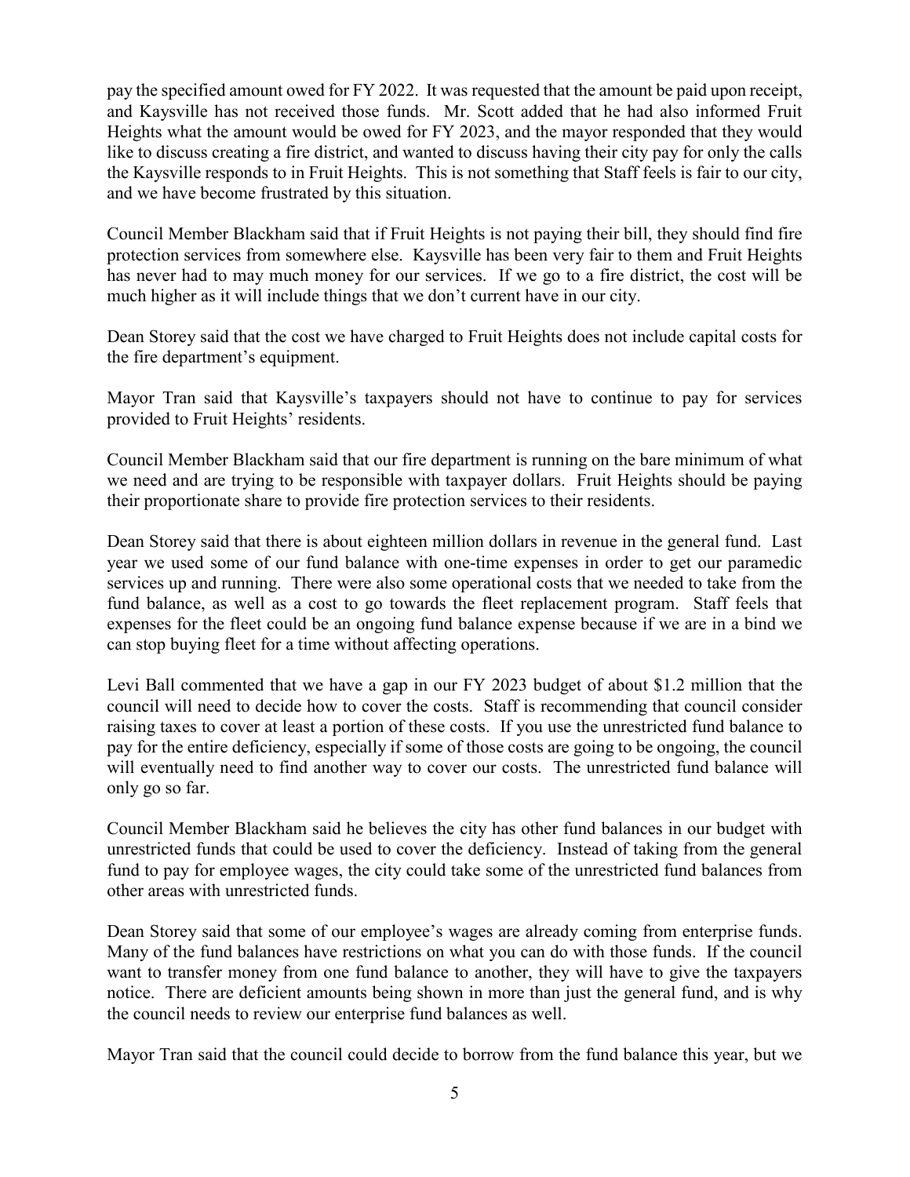pay the specified amount owed for FY 2022. It was requested that the amount be paid upon receipt, and Kaysville has not received those funds. Mr. Scott added that he had also informed Fruit Heights what the amount would be owed for FY 2023, and the mayor responded that they would like to discuss creating a fire district, and wanted to discuss having their city pay for only the calls the Kaysville responds to in Fruit Heights. This is not something that Staff feels is fair to our city, and we have become frustrated by this situation.

Council Member Blackham said that if Fruit Heights is not paying their bill, they should find fire protection services from somewhere else. Kaysville has been very fair to them and Fruit Heights has never had to may much money for our services. If we go to a fire district, the cost will be much higher as it will include things that we don't current have in our city.

Dean Storey said that the cost we have charged to Fruit Heights does not include capital costs for the fire department's equipment.

Mayor Tran said that Kaysville's taxpayers should not have to continue to pay for services provided to Fruit Heights' residents.

Council Member Blackham said that our fire department is running on the bare minimum of what we need and are trying to be responsible with taxpayer dollars. Fruit Heights should be paying their proportionate share to provide fire protection services to their residents.

Dean Storey said that there is about eighteen million dollars in revenue in the general fund. Last year we used some of our fund balance with one-time expenses in order to get our paramedic services up and running. There were also some operational costs that we needed to take from the fund balance, as well as a cost to go towards the fleet replacement program. Staff feels that expenses for the fleet could be an ongoing fund balance expense because if we are in a bind we can stop buying fleet for a time without affecting operations.

Levi Ball commented that we have a gap in our FY 2023 budget of about $1.2 million that the council will need to decide how to cover the costs. Staff is recommending that council consider raising taxes to cover at least a portion of these costs. If you use the unrestricted fund balance to pay for the entire deficiency, especially if some of those costs are going to be ongoing, the council will eventually need to find another way to cover our costs. The unrestricted fund balance will only go so far.

Council Member Blackham said he believes the city has other fund balances in our budget with unrestricted funds that could be used to cover the deficiency. Instead of taking from the general fund to pay for employee wages, the city could take some of the unrestricted fund balances from other areas with unrestricted funds.

Dean Storey said that some of our employee's wages are already coming from enterprise funds. Many of the fund balances have restrictions on what you can do with those funds. If the council want to transfer money from one fund balance to another, they will have to give the taxpayers notice. There are deficient amounts being shown in more than just the general fund, and is why the council needs to review our enterprise fund balances as well.

Mayor Tran said that the council could decide to borrow from the fund balance this year, but we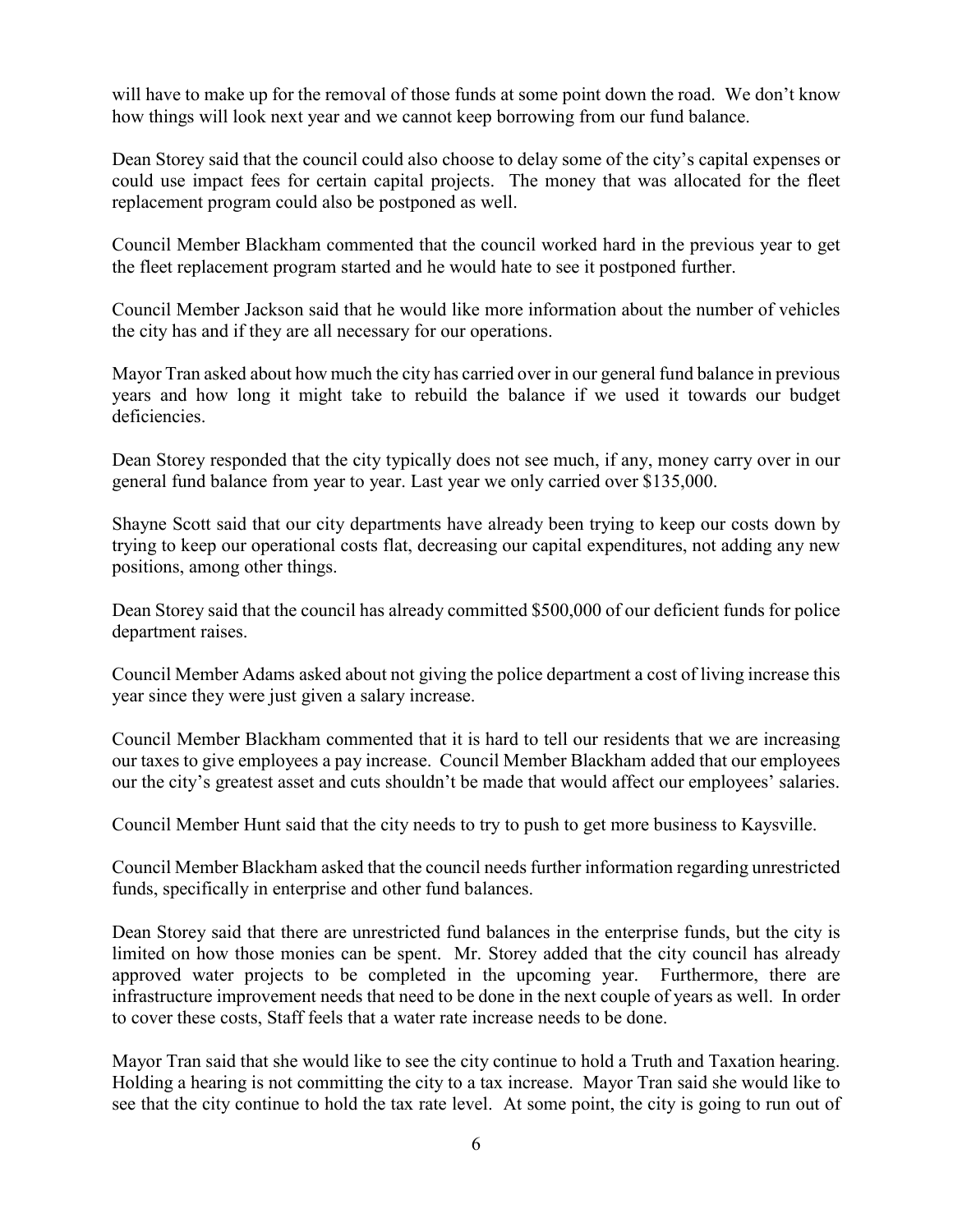will have to make up for the removal of those funds at some point down the road. We don't know how things will look next year and we cannot keep borrowing from our fund balance.

Dean Storey said that the council could also choose to delay some of the city's capital expenses or could use impact fees for certain capital projects. The money that was allocated for the fleet replacement program could also be postponed as well.

Council Member Blackham commented that the council worked hard in the previous year to get the fleet replacement program started and he would hate to see it postponed further.

Council Member Jackson said that he would like more information about the number of vehicles the city has and if they are all necessary for our operations.

Mayor Tran asked about how much the city has carried over in our general fund balance in previous years and how long it might take to rebuild the balance if we used it towards our budget deficiencies.

Dean Storey responded that the city typically does not see much, if any, money carry over in our general fund balance from year to year. Last year we only carried over $135,000.

Shayne Scott said that our city departments have already been trying to keep our costs down by trying to keep our operational costs flat, decreasing our capital expenditures, not adding any new positions, among other things.

Dean Storey said that the council has already committed $500,000 of our deficient funds for police department raises.

Council Member Adams asked about not giving the police department a cost of living increase this year since they were just given a salary increase.

Council Member Blackham commented that it is hard to tell our residents that we are increasing our taxes to give employees a pay increase. Council Member Blackham added that our employees our the city's greatest asset and cuts shouldn't be made that would affect our employees' salaries.

Council Member Hunt said that the city needs to try to push to get more business to Kaysville.

Council Member Blackham asked that the council needs further information regarding unrestricted funds, specifically in enterprise and other fund balances.

Dean Storey said that there are unrestricted fund balances in the enterprise funds, but the city is limited on how those monies can be spent. Mr. Storey added that the city council has already approved water projects to be completed in the upcoming year. Furthermore, there are infrastructure improvement needs that need to be done in the next couple of years as well. In order to cover these costs, Staff feels that a water rate increase needs to be done.

Mayor Tran said that she would like to see the city continue to hold a Truth and Taxation hearing. Holding a hearing is not committing the city to a tax increase. Mayor Tran said she would like to see that the city continue to hold the tax rate level. At some point, the city is going to run out of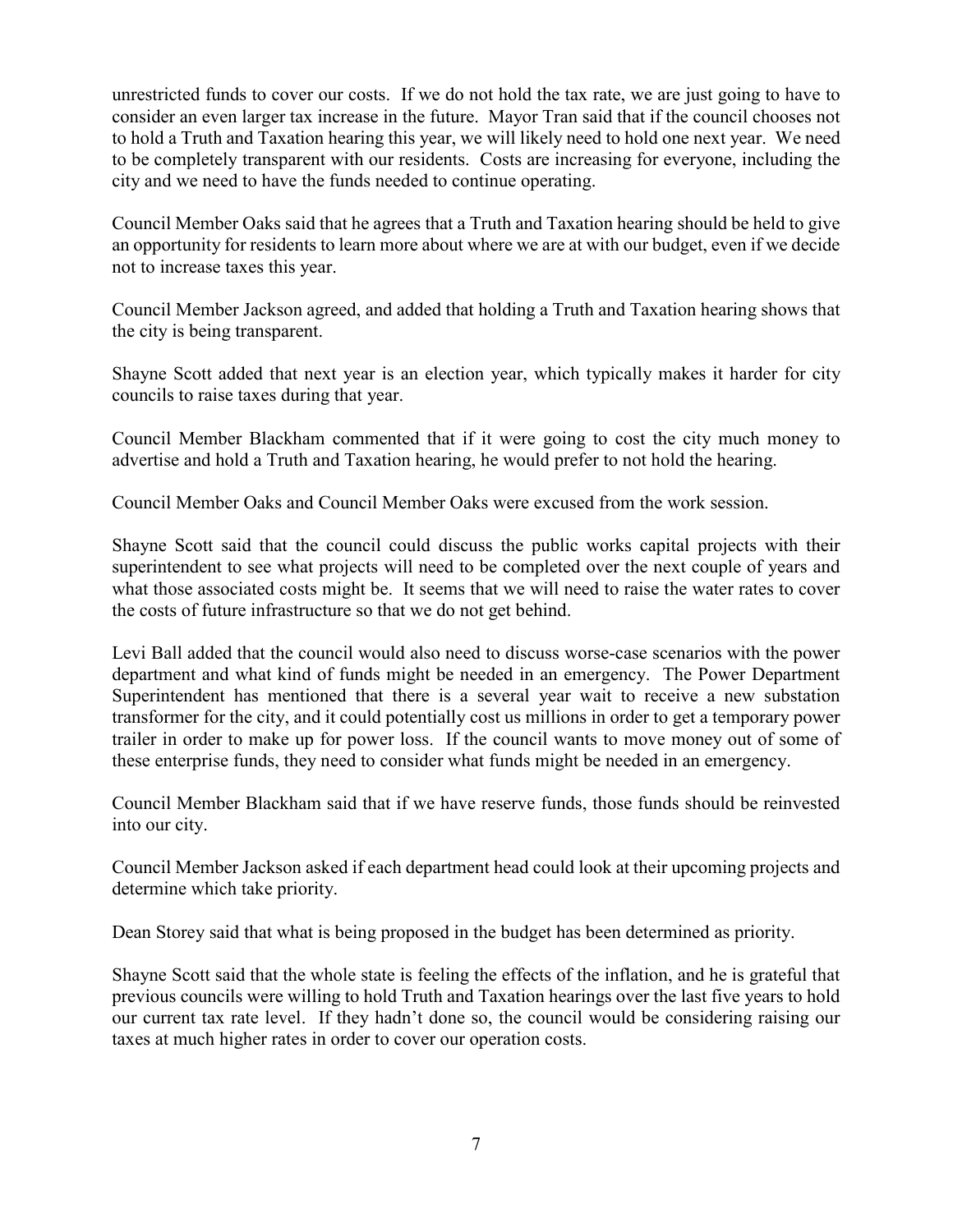unrestricted funds to cover our costs. If we do not hold the tax rate, we are just going to have to consider an even larger tax increase in the future. Mayor Tran said that if the council chooses not to hold a Truth and Taxation hearing this year, we will likely need to hold one next year. We need to be completely transparent with our residents. Costs are increasing for everyone, including the city and we need to have the funds needed to continue operating.

Council Member Oaks said that he agrees that a Truth and Taxation hearing should be held to give an opportunity for residents to learn more about where we are at with our budget, even if we decide not to increase taxes this year.

Council Member Jackson agreed, and added that holding a Truth and Taxation hearing shows that the city is being transparent.

Shayne Scott added that next year is an election year, which typically makes it harder for city councils to raise taxes during that year.

Council Member Blackham commented that if it were going to cost the city much money to advertise and hold a Truth and Taxation hearing, he would prefer to not hold the hearing.

Council Member Oaks and Council Member Oaks were excused from the work session.

Shayne Scott said that the council could discuss the public works capital projects with their superintendent to see what projects will need to be completed over the next couple of years and what those associated costs might be. It seems that we will need to raise the water rates to cover the costs of future infrastructure so that we do not get behind.

Levi Ball added that the council would also need to discuss worse-case scenarios with the power department and what kind of funds might be needed in an emergency. The Power Department Superintendent has mentioned that there is a several year wait to receive a new substation transformer for the city, and it could potentially cost us millions in order to get a temporary power trailer in order to make up for power loss. If the council wants to move money out of some of these enterprise funds, they need to consider what funds might be needed in an emergency.

Council Member Blackham said that if we have reserve funds, those funds should be reinvested into our city.

Council Member Jackson asked if each department head could look at their upcoming projects and determine which take priority.

Dean Storey said that what is being proposed in the budget has been determined as priority.

Shayne Scott said that the whole state is feeling the effects of the inflation, and he is grateful that previous councils were willing to hold Truth and Taxation hearings over the last five years to hold our current tax rate level. If they hadn't done so, the council would be considering raising our taxes at much higher rates in order to cover our operation costs.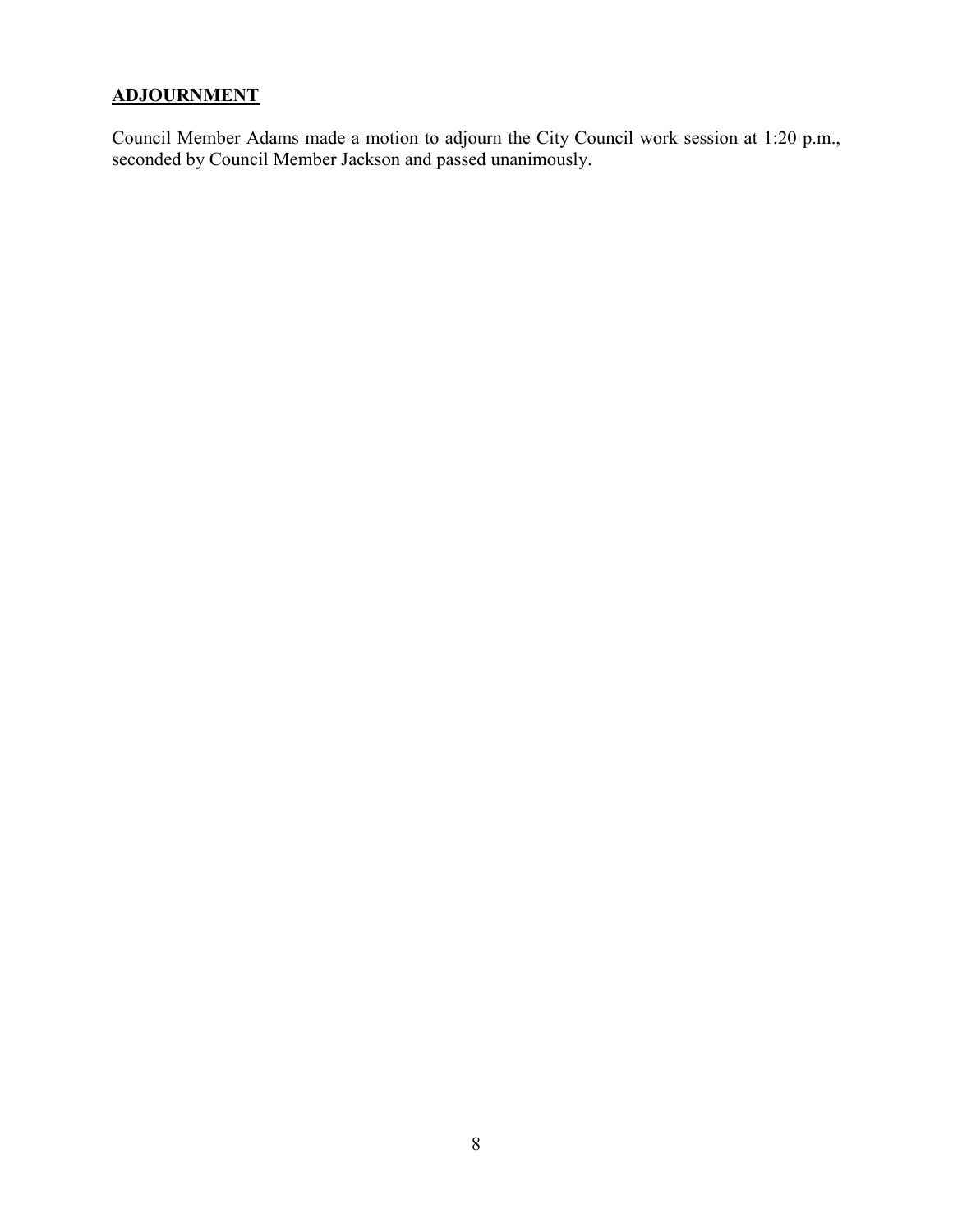## ADJOURNMENT

Council Member Adams made a motion to adjourn the City Council work session at 1:20 p.m., seconded by Council Member Jackson and passed unanimously.